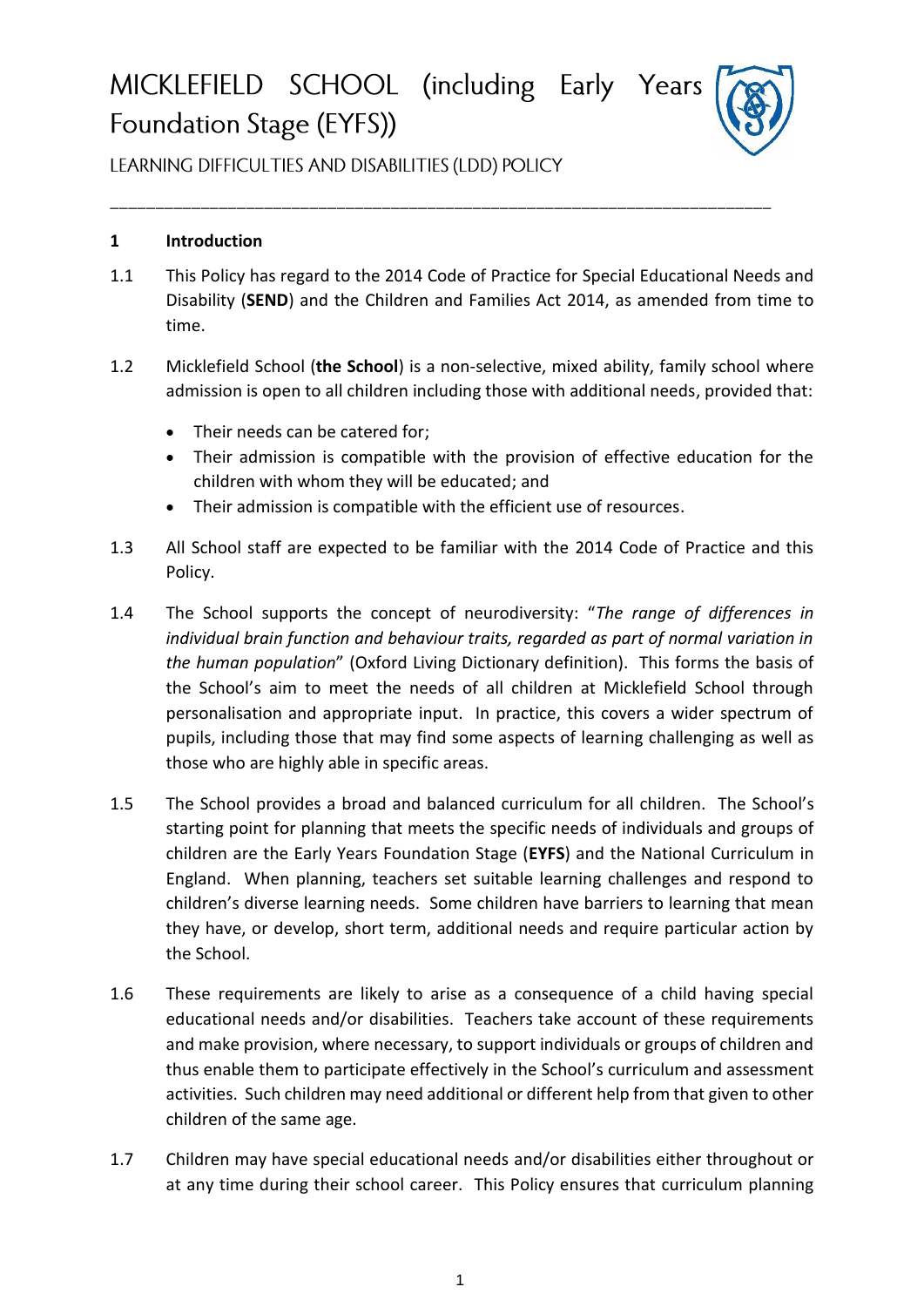# MICKLEFIELD SCHOOL (including Early Years Foundation Stage (EYFS))

LEARNING DIFFICULTIES AND DISABILITIES (LDD) POLICY

---

## 1 Introduction

1.1 This Policy has regard to the 2014 Code of Practice for Special Educational Needs and Disability (**SEND**) and the Children and Families Act 2014, as amended from time to time.

1.2 Micklefield School (**the School**) is a non-selective, mixed ability, family school where admission is open to all children including those with additional needs, provided that:

- Their needs can be catered for;
- Their admission is compatible with the provision of effective education for the children with whom they will be educated; and
- Their admission is compatible with the efficient use of resources.

1.3 All School staff are expected to be familiar with the 2014 Code of Practice and this Policy.

1.4 The School supports the concept of neurodiversity: "*The range of differences in individual brain function and behaviour traits, regarded as part of normal variation in the human population*" (Oxford Living Dictionary definition). This forms the basis of the School's aim to meet the needs of all children at Micklefield School through personalisation and appropriate input. In practice, this covers a wider spectrum of pupils, including those that may find some aspects of learning challenging as well as those who are highly able in specific areas.

1.5 The School provides a broad and balanced curriculum for all children. The School's starting point for planning that meets the specific needs of individuals and groups of children are the Early Years Foundation Stage (**EYFS**) and the National Curriculum in England. When planning, teachers set suitable learning challenges and respond to children's diverse learning needs. Some children have barriers to learning that mean they have, or develop, short term, additional needs and require particular action by the School.

1.6 These requirements are likely to arise as a consequence of a child having special educational needs and/or disabilities. Teachers take account of these requirements and make provision, where necessary, to support individuals or groups of children and thus enable them to participate effectively in the School's curriculum and assessment activities. Such children may need additional or different help from that given to other children of the same age.

1.7 Children may have special educational needs and/or disabilities either throughout or at any time during their school career. This Policy ensures that curriculum planning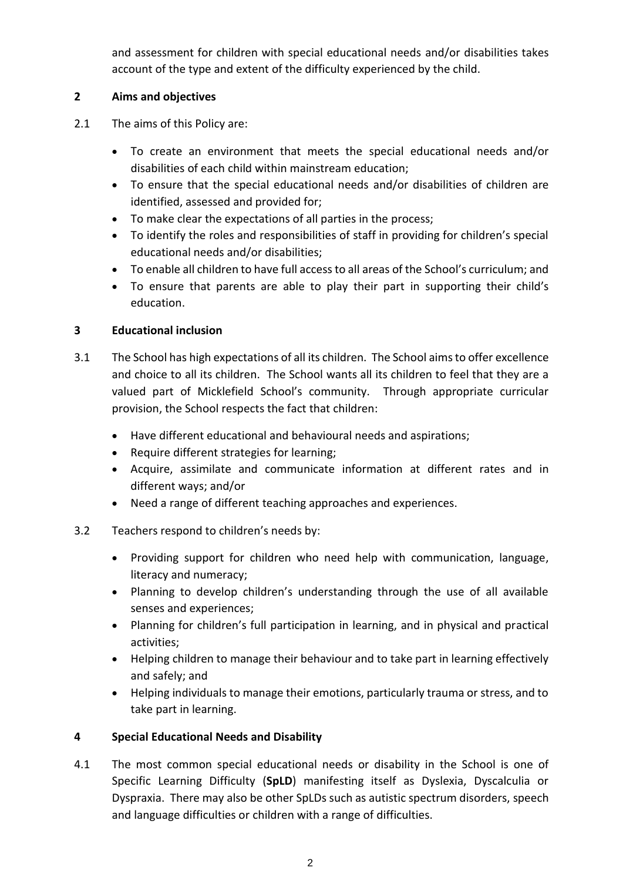and assessment for children with special educational needs and/or disabilities takes account of the type and extent of the difficulty experienced by the child.

## 2 Aims and objectives

2.1 The aims of this Policy are:

- To create an environment that meets the special educational needs and/or disabilities of each child within mainstream education;
- To ensure that the special educational needs and/or disabilities of children are identified, assessed and provided for;
- To make clear the expectations of all parties in the process;
- To identify the roles and responsibilities of staff in providing for children's special educational needs and/or disabilities;
- To enable all children to have full access to all areas of the School's curriculum; and
- To ensure that parents are able to play their part in supporting their child's education.

## 3 Educational inclusion

3.1 The School has high expectations of all its children. The School aims to offer excellence and choice to all its children. The School wants all its children to feel that they are a valued part of Micklefield School's community. Through appropriate curricular provision, the School respects the fact that children:

- Have different educational and behavioural needs and aspirations;
- Require different strategies for learning;
- Acquire, assimilate and communicate information at different rates and in different ways; and/or
- Need a range of different teaching approaches and experiences.

3.2 Teachers respond to children's needs by:

- Providing support for children who need help with communication, language, literacy and numeracy;
- Planning to develop children's understanding through the use of all available senses and experiences;
- Planning for children's full participation in learning, and in physical and practical activities;
- Helping children to manage their behaviour and to take part in learning effectively and safely; and
- Helping individuals to manage their emotions, particularly trauma or stress, and to take part in learning.

## 4 Special Educational Needs and Disability

4.1 The most common special educational needs or disability in the School is one of Specific Learning Difficulty (**SpLD**) manifesting itself as Dyslexia, Dyscalculia or Dyspraxia. There may also be other SpLDs such as autistic spectrum disorders, speech and language difficulties or children with a range of difficulties.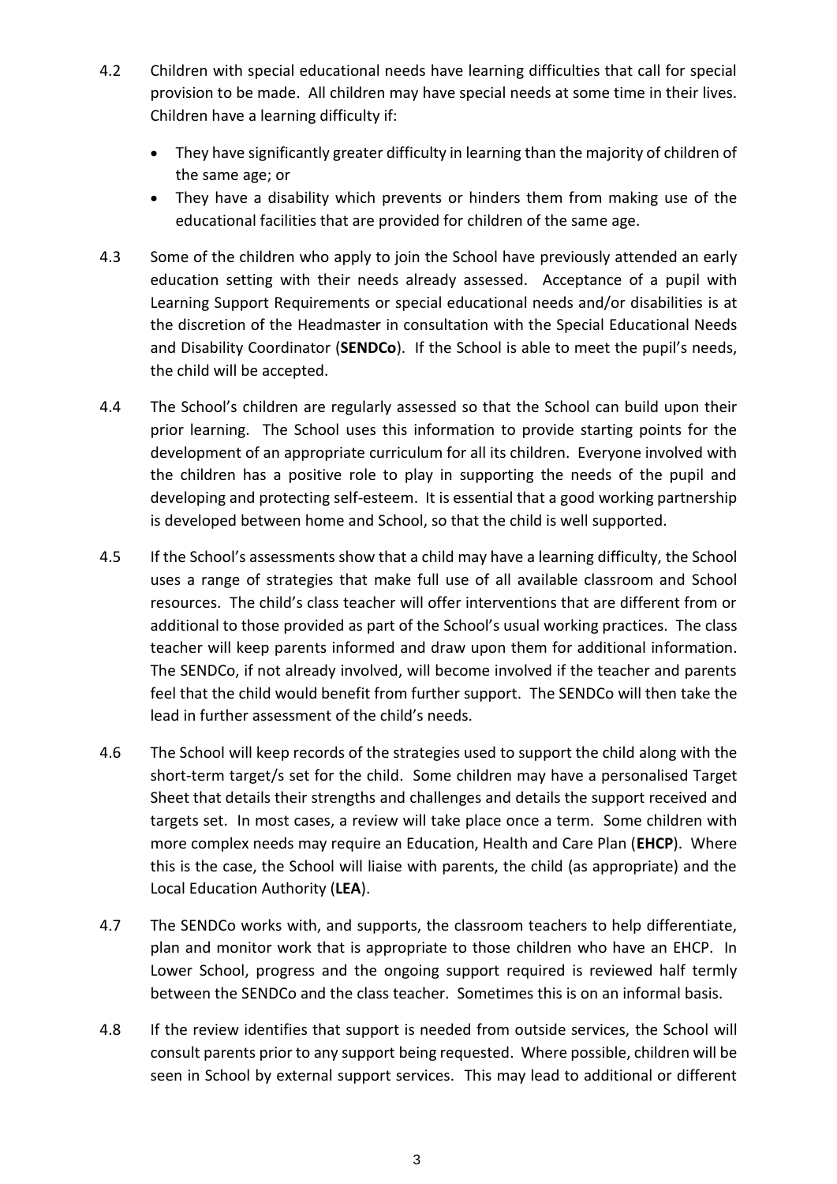4.2 Children with special educational needs have learning difficulties that call for special provision to be made. All children may have special needs at some time in their lives. Children have a learning difficulty if:

- They have significantly greater difficulty in learning than the majority of children of the same age; or
- They have a disability which prevents or hinders them from making use of the educational facilities that are provided for children of the same age.

4.3 Some of the children who apply to join the School have previously attended an early education setting with their needs already assessed. Acceptance of a pupil with Learning Support Requirements or special educational needs and/or disabilities is at the discretion of the Headmaster in consultation with the Special Educational Needs and Disability Coordinator (**SENDCo**). If the School is able to meet the pupil's needs, the child will be accepted.

4.4 The School's children are regularly assessed so that the School can build upon their prior learning. The School uses this information to provide starting points for the development of an appropriate curriculum for all its children. Everyone involved with the children has a positive role to play in supporting the needs of the pupil and developing and protecting self-esteem. It is essential that a good working partnership is developed between home and School, so that the child is well supported.

4.5 If the School's assessments show that a child may have a learning difficulty, the School uses a range of strategies that make full use of all available classroom and School resources. The child's class teacher will offer interventions that are different from or additional to those provided as part of the School's usual working practices. The class teacher will keep parents informed and draw upon them for additional information. The SENDCo, if not already involved, will become involved if the teacher and parents feel that the child would benefit from further support. The SENDCo will then take the lead in further assessment of the child's needs.

4.6 The School will keep records of the strategies used to support the child along with the short-term target/s set for the child. Some children may have a personalised Target Sheet that details their strengths and challenges and details the support received and targets set. In most cases, a review will take place once a term. Some children with more complex needs may require an Education, Health and Care Plan (**EHCP**). Where this is the case, the School will liaise with parents, the child (as appropriate) and the Local Education Authority (**LEA**).

4.7 The SENDCo works with, and supports, the classroom teachers to help differentiate, plan and monitor work that is appropriate to those children who have an EHCP. In Lower School, progress and the ongoing support required is reviewed half termly between the SENDCo and the class teacher. Sometimes this is on an informal basis.

4.8 If the review identifies that support is needed from outside services, the School will consult parents prior to any support being requested. Where possible, children will be seen in School by external support services. This may lead to additional or different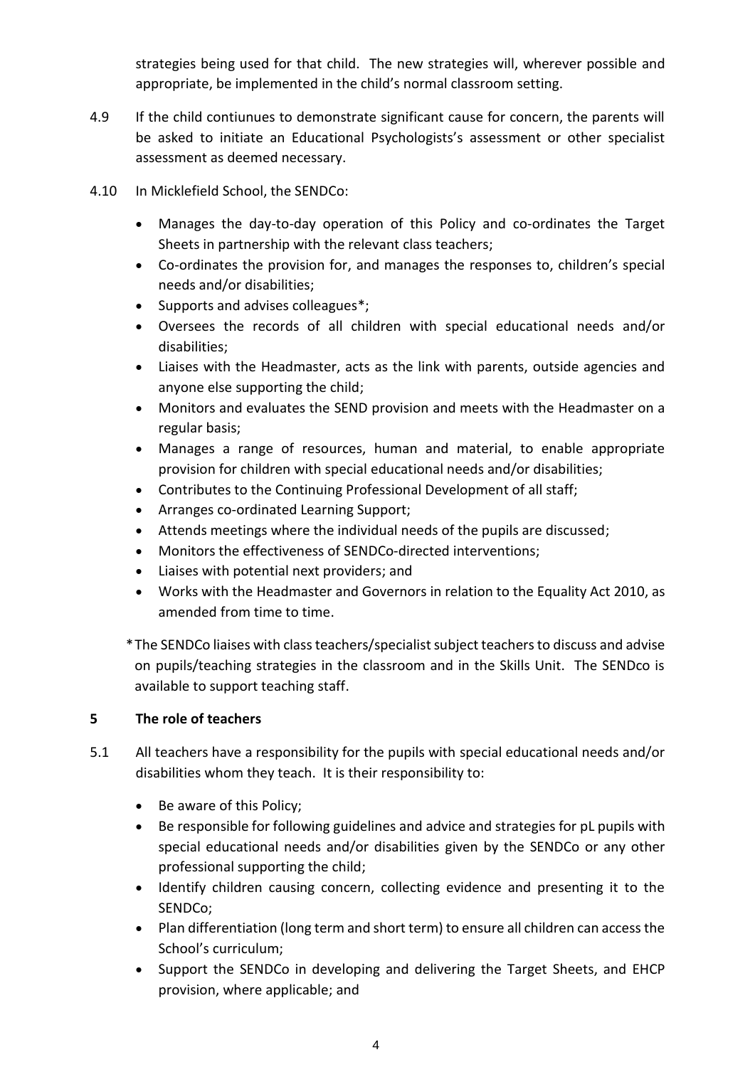strategies being used for that child. The new strategies will, wherever possible and appropriate, be implemented in the child's normal classroom setting.

4.9 If the child contiunues to demonstrate significant cause for concern, the parents will be asked to initiate an Educational Psychologists's assessment or other specialist assessment as deemed necessary.

4.10 In Micklefield School, the SENDCo:

- Manages the day-to-day operation of this Policy and co-ordinates the Target Sheets in partnership with the relevant class teachers;
- Co-ordinates the provision for, and manages the responses to, children's special needs and/or disabilities;
- Supports and advises colleagues*;
- Oversees the records of all children with special educational needs and/or disabilities;
- Liaises with the Headmaster, acts as the link with parents, outside agencies and anyone else supporting the child;
- Monitors and evaluates the SEND provision and meets with the Headmaster on a regular basis;
- Manages a range of resources, human and material, to enable appropriate provision for children with special educational needs and/or disabilities;
- Contributes to the Continuing Professional Development of all staff;
- Arranges co-ordinated Learning Support;
- Attends meetings where the individual needs of the pupils are discussed;
- Monitors the effectiveness of SENDCo-directed interventions;
- Liaises with potential next providers; and
- Works with the Headmaster and Governors in relation to the Equality Act 2010, as amended from time to time.

*The SENDCo liaises with class teachers/specialist subject teachers to discuss and advise on pupils/teaching strategies in the classroom and in the Skills Unit. The SENDco is available to support teaching staff.

## 5 The role of teachers

5.1 All teachers have a responsibility for the pupils with special educational needs and/or disabilities whom they teach. It is their responsibility to:

- Be aware of this Policy;
- Be responsible for following guidelines and advice and strategies for pL pupils with special educational needs and/or disabilities given by the SENDCo or any other professional supporting the child;
- Identify children causing concern, collecting evidence and presenting it to the SENDCo;
- Plan differentiation (long term and short term) to ensure all children can access the School's curriculum;
- Support the SENDCo in developing and delivering the Target Sheets, and EHCP provision, where applicable; and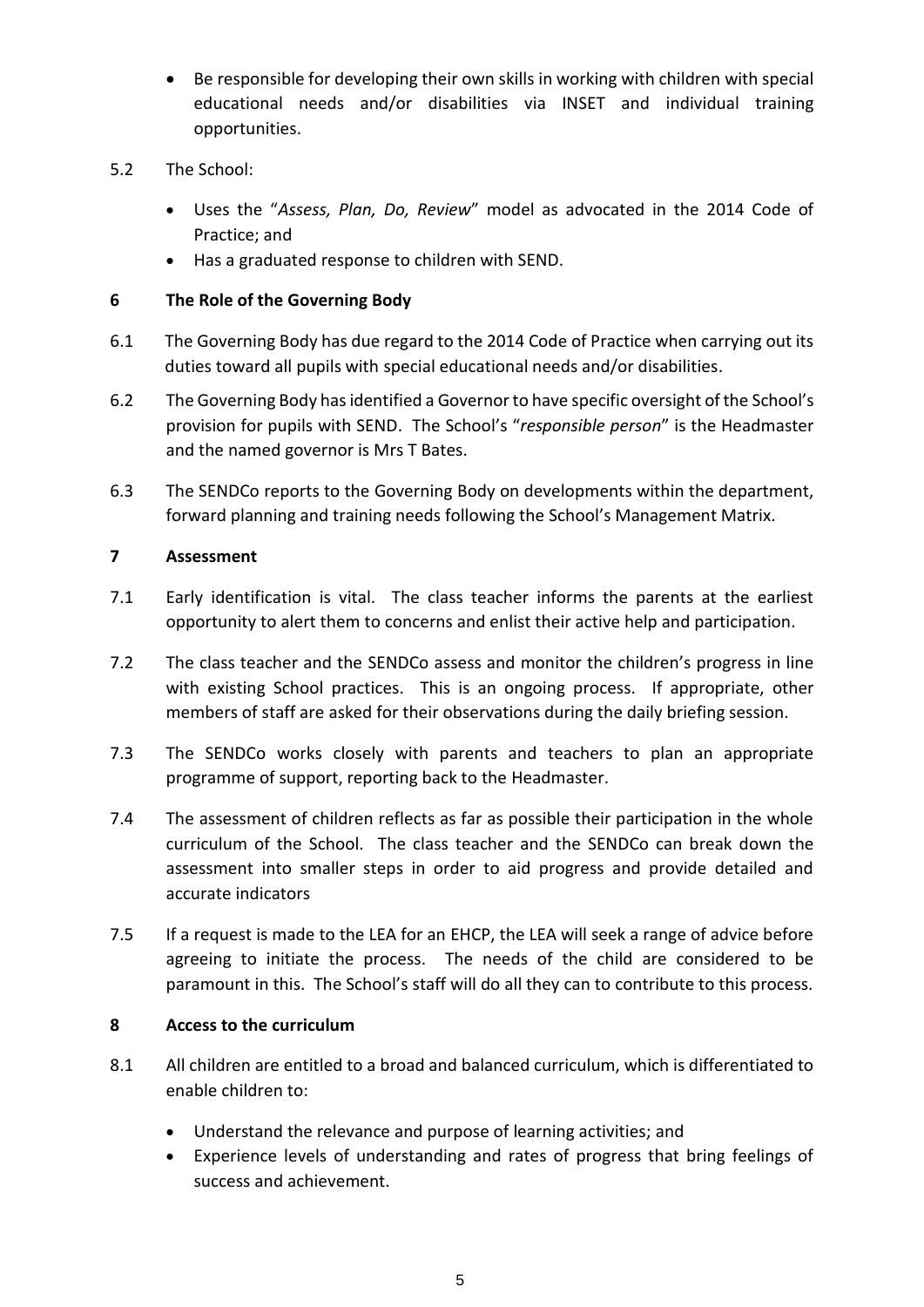- Be responsible for developing their own skills in working with children with special educational needs and/or disabilities via INSET and individual training opportunities.

5.2 The School:

- Uses the "*Assess, Plan, Do, Review*" model as advocated in the 2014 Code of Practice; and
- Has a graduated response to children with SEND.

## 6 The Role of the Governing Body

6.1 The Governing Body has due regard to the 2014 Code of Practice when carrying out its duties toward all pupils with special educational needs and/or disabilities.

6.2 The Governing Body has identified a Governor to have specific oversight of the School's provision for pupils with SEND. The School's "*responsible person*" is the Headmaster and the named governor is Mrs T Bates.

6.3 The SENDCo reports to the Governing Body on developments within the department, forward planning and training needs following the School's Management Matrix.

## 7 Assessment

7.1 Early identification is vital. The class teacher informs the parents at the earliest opportunity to alert them to concerns and enlist their active help and participation.

7.2 The class teacher and the SENDCo assess and monitor the children's progress in line with existing School practices. This is an ongoing process. If appropriate, other members of staff are asked for their observations during the daily briefing session.

7.3 The SENDCo works closely with parents and teachers to plan an appropriate programme of support, reporting back to the Headmaster.

7.4 The assessment of children reflects as far as possible their participation in the whole curriculum of the School. The class teacher and the SENDCo can break down the assessment into smaller steps in order to aid progress and provide detailed and accurate indicators

7.5 If a request is made to the LEA for an EHCP, the LEA will seek a range of advice before agreeing to initiate the process. The needs of the child are considered to be paramount in this. The School's staff will do all they can to contribute to this process.

## 8 Access to the curriculum

8.1 All children are entitled to a broad and balanced curriculum, which is differentiated to enable children to:

- Understand the relevance and purpose of learning activities; and
- Experience levels of understanding and rates of progress that bring feelings of success and achievement.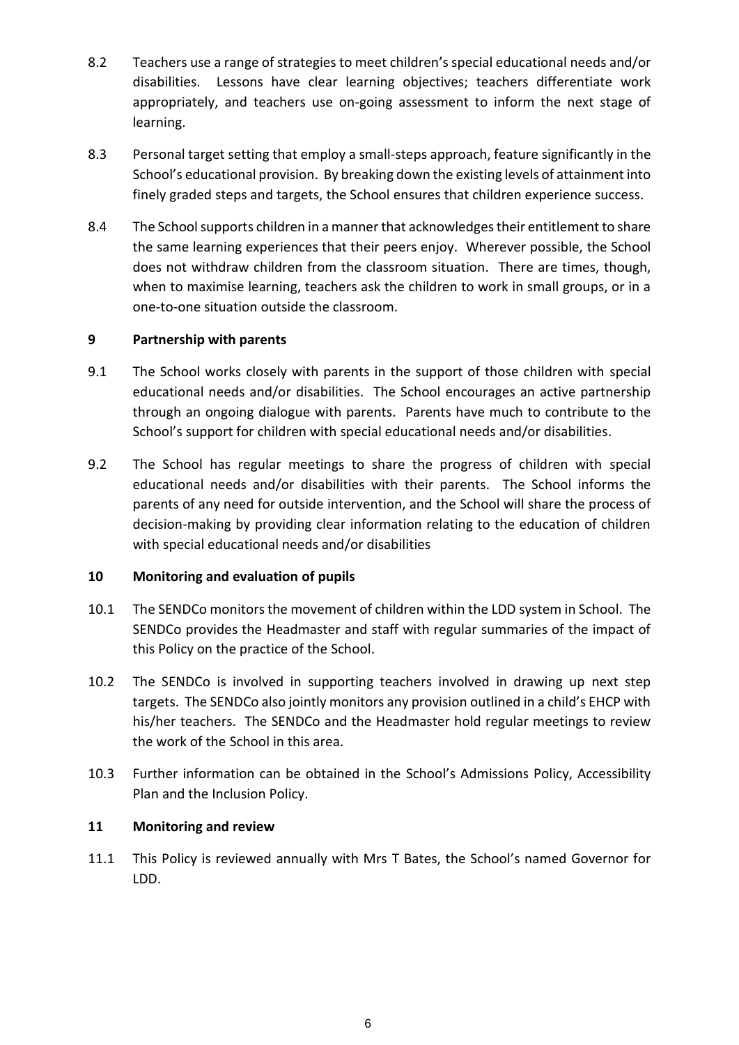8.2 Teachers use a range of strategies to meet children's special educational needs and/or disabilities. Lessons have clear learning objectives; teachers differentiate work appropriately, and teachers use on-going assessment to inform the next stage of learning.

8.3 Personal target setting that employ a small-steps approach, feature significantly in the School's educational provision. By breaking down the existing levels of attainment into finely graded steps and targets, the School ensures that children experience success.

8.4 The School supports children in a manner that acknowledges their entitlement to share the same learning experiences that their peers enjoy. Wherever possible, the School does not withdraw children from the classroom situation. There are times, though, when to maximise learning, teachers ask the children to work in small groups, or in a one-to-one situation outside the classroom.

## 9 Partnership with parents

9.1 The School works closely with parents in the support of those children with special educational needs and/or disabilities. The School encourages an active partnership through an ongoing dialogue with parents. Parents have much to contribute to the School's support for children with special educational needs and/or disabilities.

9.2 The School has regular meetings to share the progress of children with special educational needs and/or disabilities with their parents. The School informs the parents of any need for outside intervention, and the School will share the process of decision-making by providing clear information relating to the education of children with special educational needs and/or disabilities

## 10 Monitoring and evaluation of pupils

10.1 The SENDCo monitors the movement of children within the LDD system in School. The SENDCo provides the Headmaster and staff with regular summaries of the impact of this Policy on the practice of the School.

10.2 The SENDCo is involved in supporting teachers involved in drawing up next step targets. The SENDCo also jointly monitors any provision outlined in a child's EHCP with his/her teachers. The SENDCo and the Headmaster hold regular meetings to review the work of the School in this area.

10.3 Further information can be obtained in the School's Admissions Policy, Accessibility Plan and the Inclusion Policy.

## 11 Monitoring and review

11.1 This Policy is reviewed annually with Mrs T Bates, the School's named Governor for LDD.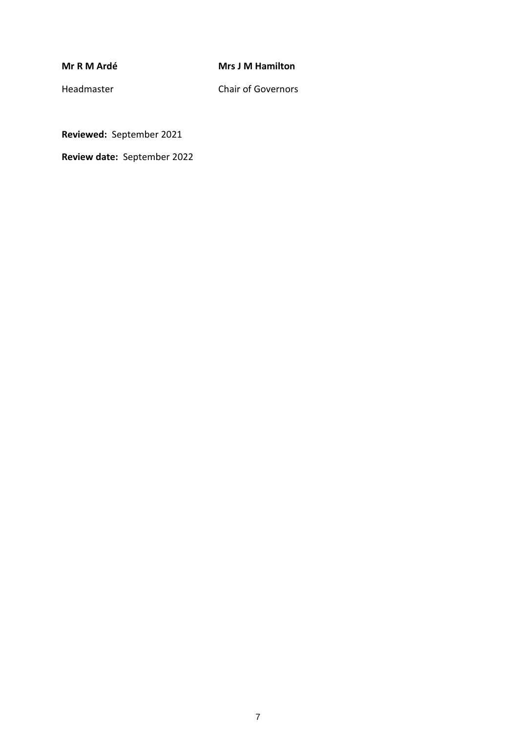**Mr R M Ardé** **Mrs J M Hamilton**

Headmaster Chair of Governors

**Reviewed:** September 2021

**Review date:** September 2022